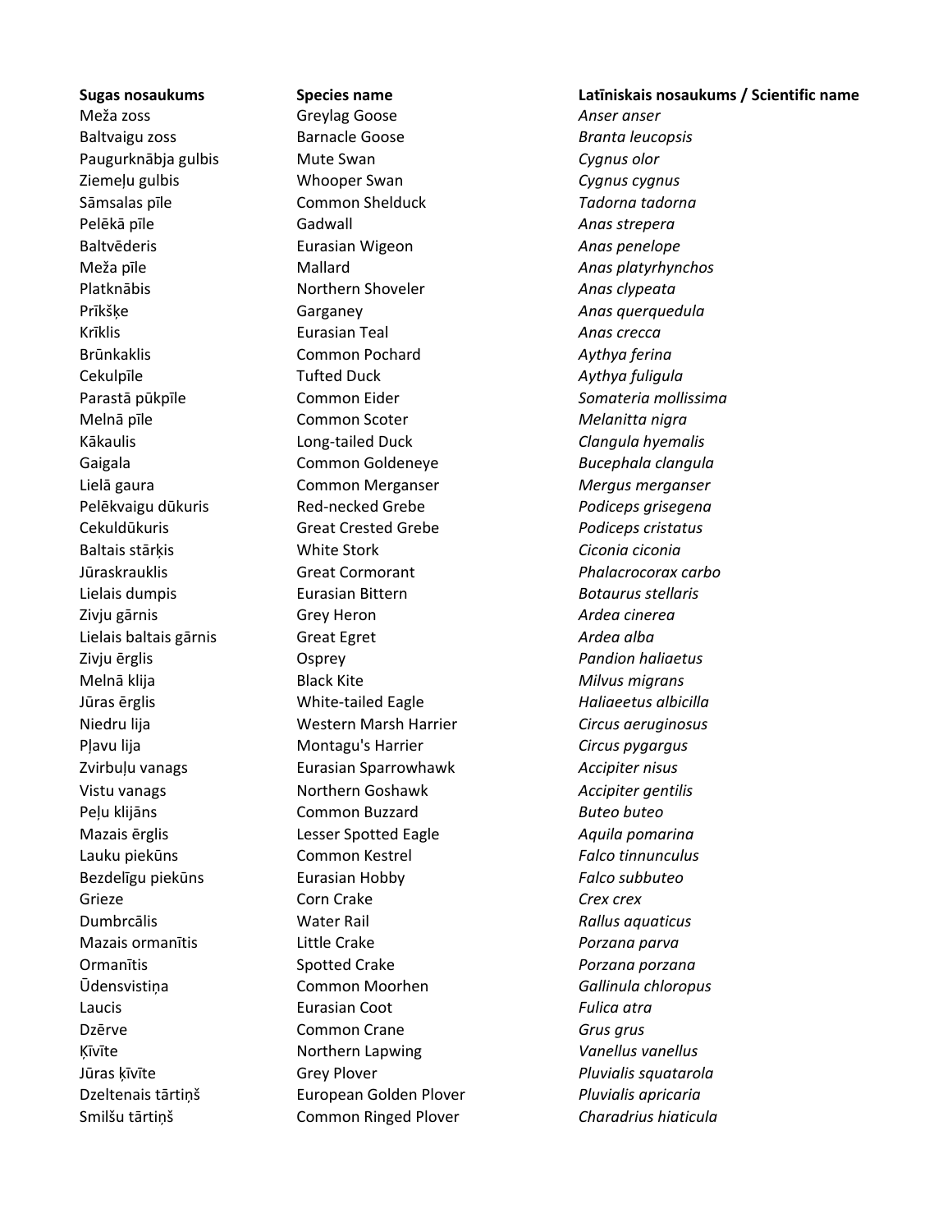| Sugas nosaukums | Species name | Latīniskais nosaukums / Scientific name |
| --- | --- | --- |
| Meža zoss | Greylag Goose | *Anser anser* |
| Baltvaigu zoss | Barnacle Goose | *Branta leucopsis* |
| Paugurknābja gulbis | Mute Swan | *Cygnus olor* |
| Ziemeļu gulbis | Whooper Swan | *Cygnus cygnus* |
| Sāmsalas pīle | Common Shelduck | *Tadorna tadorna* |
| Pelēkā pīle | Gadwall | *Anas strepera* |
| Baltvēderis | Eurasian Wigeon | *Anas penelope* |
| Meža pīle | Mallard | *Anas platyrhynchos* |
| Platknābis | Northern Shoveler | *Anas clypeata* |
| Prīkšķe | Garganey | *Anas querquedula* |
| Krīklis | Eurasian Teal | *Anas crecca* |
| Brūnkaklis | Common Pochard | *Aythya ferina* |
| Cekulpīle | Tufted Duck | *Aythya fuligula* |
| Parastā pūkpīle | Common Eider | *Somateria mollissima* |
| Melnā pīle | Common Scoter | *Melanitta nigra* |
| Kākaulis | Long-tailed Duck | *Clangula hyemalis* |
| Gaigala | Common Goldeneye | *Bucephala clangula* |
| Lielā gaura | Common Merganser | *Mergus merganser* |
| Pelēkvaigu dūkuris | Red-necked Grebe | *Podiceps grisegena* |
| Cekuldūkuris | Great Crested Grebe | *Podiceps cristatus* |
| Baltais stārķis | White Stork | *Ciconia ciconia* |
| Jūraskrauklis | Great Cormorant | *Phalacrocorax carbo* |
| Lielais dumpis | Eurasian Bittern | *Botaurus stellaris* |
| Zivju gārnis | Grey Heron | *Ardea cinerea* |
| Lielais baltais gārnis | Great Egret | *Ardea alba* |
| Zivju ērglis | Osprey | *Pandion haliaetus* |
| Melnā klija | Black Kite | *Milvus migrans* |
| Jūras ērglis | White-tailed Eagle | *Haliaeetus albicilla* |
| Niedru lija | Western Marsh Harrier | *Circus aeruginosus* |
| Pļavu lija | Montagu's Harrier | *Circus pygargus* |
| Zvirbuļu vanags | Eurasian Sparrowhawk | *Accipiter nisus* |
| Vistu vanags | Northern Goshawk | *Accipiter gentilis* |
| Peļu klijāns | Common Buzzard | *Buteo buteo* |
| Mazais ērglis | Lesser Spotted Eagle | *Aquila pomarina* |
| Lauku piekūns | Common Kestrel | *Falco tinnunculus* |
| Bezdelīgu piekūns | Eurasian Hobby | *Falco subbuteo* |
| Grieze | Corn Crake | *Crex crex* |
| Dumbrcālis | Water Rail | *Rallus aquaticus* |
| Mazais ormanītis | Little Crake | *Porzana parva* |
| Ormanītis | Spotted Crake | *Porzana porzana* |
| Ūdensvistiņa | Common Moorhen | *Gallinula chloropus* |
| Laucis | Eurasian Coot | *Fulica atra* |
| Dzērve | Common Crane | *Grus grus* |
| Ķīvīte | Northern Lapwing | *Vanellus vanellus* |
| Jūras ķīvīte | Grey Plover | *Pluvialis squatarola* |
| Dzeltenais tārtiņš | European Golden Plover | *Pluvialis apricaria* |
| Smilšu tārtiņš | Common Ringed Plover | *Charadrius hiaticula* |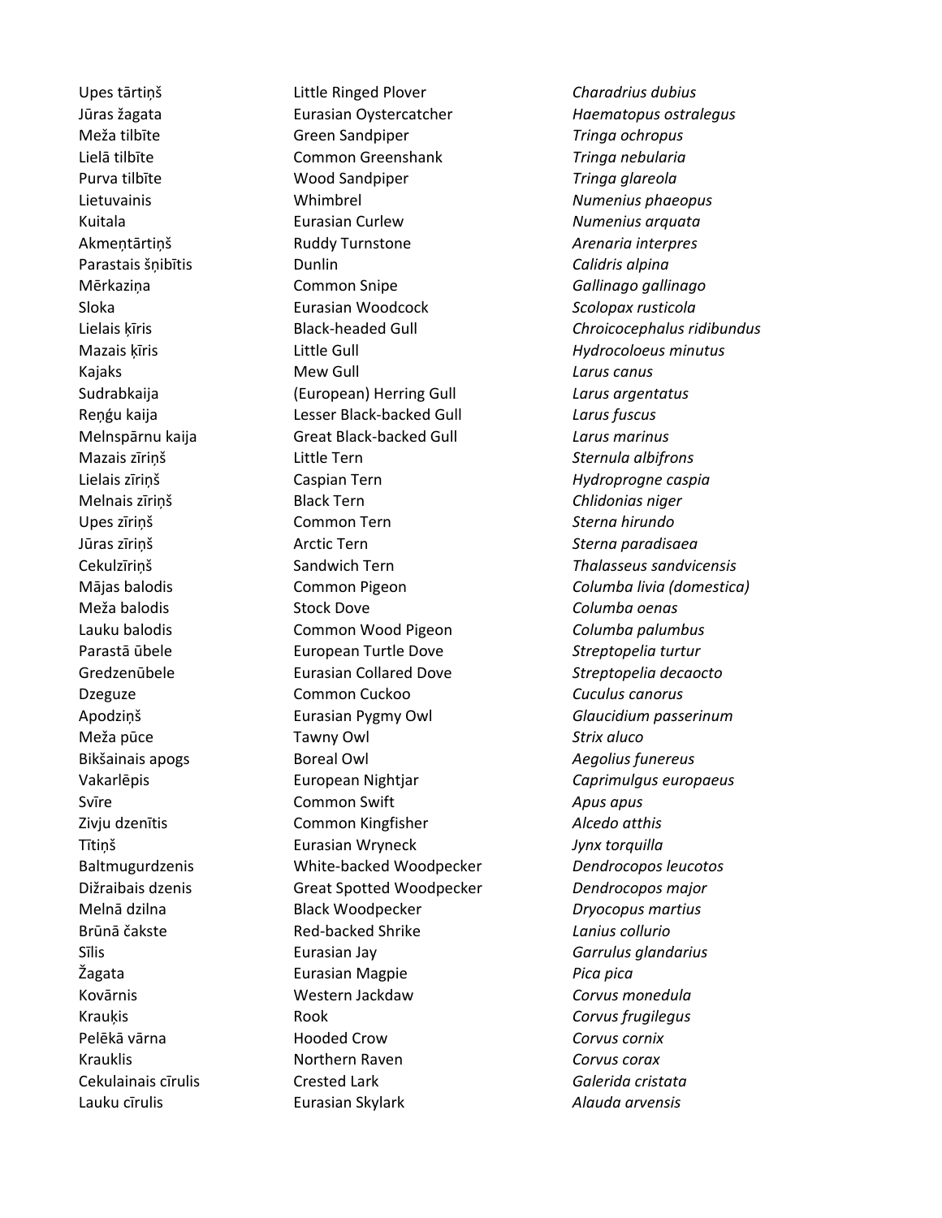| | | |
|---|---|---|
| Upes tārtiņš | Little Ringed Plover | *Charadrius dubius* |
| Jūras žagata | Eurasian Oystercatcher | *Haematopus ostralegus* |
| Meža tilbīte | Green Sandpiper | *Tringa ochropus* |
| Lielā tilbīte | Common Greenshank | *Tringa nebularia* |
| Purva tilbīte | Wood Sandpiper | *Tringa glareola* |
| Lietuvainis | Whimbrel | *Numenius phaeopus* |
| Kuitala | Eurasian Curlew | *Numenius arquata* |
| Akmeņtārtiņš | Ruddy Turnstone | *Arenaria interpres* |
| Parastais šņibītis | Dunlin | *Calidris alpina* |
| Mērkaziņa | Common Snipe | *Gallinago gallinago* |
| Sloka | Eurasian Woodcock | *Scolopax rusticola* |
| Lielais ķīris | Black-headed Gull | *Chroicocephalus ridibundus* |
| Mazais ķīris | Little Gull | *Hydrocoloeus minutus* |
| Kajaks | Mew Gull | *Larus canus* |
| Sudrabkaija | (European) Herring Gull | *Larus argentatus* |
| Reņģu kaija | Lesser Black-backed Gull | *Larus fuscus* |
| Melnspārnu kaija | Great Black-backed Gull | *Larus marinus* |
| Mazais zīriņš | Little Tern | *Sternula albifrons* |
| Lielais zīriņš | Caspian Tern | *Hydroprogne caspia* |
| Melnais zīriņš | Black Tern | *Chlidonias niger* |
| Upes zīriņš | Common Tern | *Sterna hirundo* |
| Jūras zīriņš | Arctic Tern | *Sterna paradisaea* |
| Cekulzīriņš | Sandwich Tern | *Thalasseus sandvicensis* |
| Mājas balodis | Common Pigeon | *Columba livia (domestica)* |
| Meža balodis | Stock Dove | *Columba oenas* |
| Lauku balodis | Common Wood Pigeon | *Columba palumbus* |
| Parastā ūbele | European Turtle Dove | *Streptopelia turtur* |
| Gredzenūbele | Eurasian Collared Dove | *Streptopelia decaocto* |
| Dzeguze | Common Cuckoo | *Cuculus canorus* |
| Apodziņš | Eurasian Pygmy Owl | *Glaucidium passerinum* |
| Meža pūce | Tawny Owl | *Strix aluco* |
| Bikšainais apogs | Boreal Owl | *Aegolius funereus* |
| Vakarlēpis | European Nightjar | *Caprimulgus europaeus* |
| Svīre | Common Swift | *Apus apus* |
| Zivju dzenītis | Common Kingfisher | *Alcedo atthis* |
| Tītiņš | Eurasian Wryneck | *Jynx torquilla* |
| Baltmugurdzenis | White-backed Woodpecker | *Dendrocopos leucotos* |
| Dižraibais dzenis | Great Spotted Woodpecker | *Dendrocopos major* |
| Melnā dzilna | Black Woodpecker | *Dryocopus martius* |
| Brūnā čakste | Red-backed Shrike | *Lanius collurio* |
| Sīlis | Eurasian Jay | *Garrulus glandarius* |
| Žagata | Eurasian Magpie | *Pica pica* |
| Kovārnis | Western Jackdaw | *Corvus monedula* |
| Krauķis | Rook | *Corvus frugilegus* |
| Pelēkā vārna | Hooded Crow | *Corvus cornix* |
| Krauklis | Northern Raven | *Corvus corax* |
| Cekulainais cīrulis | Crested Lark | *Galerida cristata* |
| Lauku cīrulis | Eurasian Skylark | *Alauda arvensis* |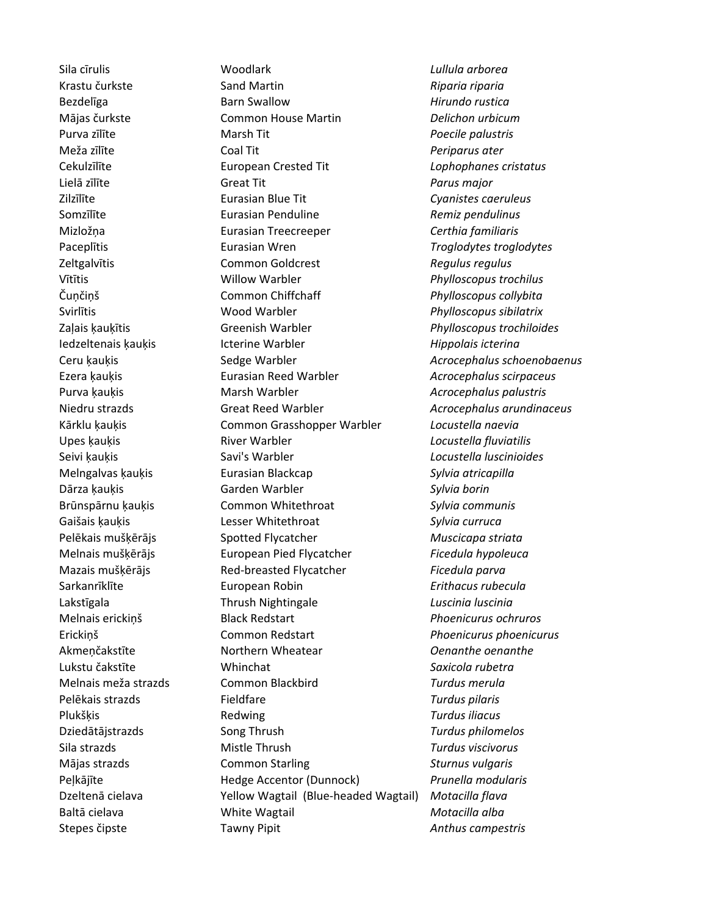| | | |
|---|---|---|
| Sila cīrulis | Woodlark | *Lullula arborea* |
| Krastu čurkste | Sand Martin | *Riparia riparia* |
| Bezdelīga | Barn Swallow | *Hirundo rustica* |
| Mājas čurkste | Common House Martin | *Delichon urbicum* |
| Purva zīlīte | Marsh Tit | *Poecile palustris* |
| Meža zīlīte | Coal Tit | *Periparus ater* |
| Cekulzīlīte | European Crested Tit | *Lophophanes cristatus* |
| Lielā zīlīte | Great Tit | *Parus major* |
| Zilzīlīte | Eurasian Blue Tit | *Cyanistes caeruleus* |
| Somzīlīte | Eurasian Penduline | *Remiz pendulinus* |
| Mizložņa | Eurasian Treecreeper | *Certhia familiaris* |
| Paceplītis | Eurasian Wren | *Troglodytes troglodytes* |
| Zeltgalvītis | Common Goldcrest | *Regulus regulus* |
| Vītītis | Willow Warbler | *Phylloscopus trochilus* |
| Čuņčiņš | Common Chiffchaff | *Phylloscopus collybita* |
| Svirlītis | Wood Warbler | *Phylloscopus sibilatrix* |
| Zaļais ķauķītis | Greenish Warbler | *Phylloscopus trochiloides* |
| Iedzeltenais ķauķis | Icterine Warbler | *Hippolais icterina* |
| Ceru ķauķis | Sedge Warbler | *Acrocephalus schoenobaenus* |
| Ezera ķauķis | Eurasian Reed Warbler | *Acrocephalus scirpaceus* |
| Purva ķauķis | Marsh Warbler | *Acrocephalus palustris* |
| Niedru strazds | Great Reed Warbler | *Acrocephalus arundinaceus* |
| Kārklu ķauķis | Common Grasshopper Warbler | *Locustella naevia* |
| Upes ķauķis | River Warbler | *Locustella fluviatilis* |
| Seivi ķauķis | Savi's Warbler | *Locustella luscinioides* |
| Melngalvas ķauķis | Eurasian Blackcap | *Sylvia atricapilla* |
| Dārza ķauķis | Garden Warbler | *Sylvia borin* |
| Brūnspārnu ķauķis | Common Whitethroat | *Sylvia communis* |
| Gaišais ķauķis | Lesser Whitethroat | *Sylvia curruca* |
| Pelēkais mušķērājs | Spotted Flycatcher | *Muscicapa striata* |
| Melnais mušķērājs | European Pied Flycatcher | *Ficedula hypoleuca* |
| Mazais mušķērājs | Red-breasted Flycatcher | *Ficedula parva* |
| Sarkanrīklīte | European Robin | *Erithacus rubecula* |
| Lakstīgala | Thrush Nightingale | *Luscinia luscinia* |
| Melnais erickiņš | Black Redstart | *Phoenicurus ochruros* |
| Erickiņš | Common Redstart | *Phoenicurus phoenicurus* |
| Akmeņčakstīte | Northern Wheatear | *Oenanthe oenanthe* |
| Lukstu čakstīte | Whinchat | *Saxicola rubetra* |
| Melnais meža strazds | Common Blackbird | *Turdus merula* |
| Pelēkais strazds | Fieldfare | *Turdus pilaris* |
| Plukšķis | Redwing | *Turdus iliacus* |
| Dziedātājstrazds | Song Thrush | *Turdus philomelos* |
| Sila strazds | Mistle Thrush | *Turdus viscivorus* |
| Mājas strazds | Common Starling | *Sturnus vulgaris* |
| Peļkājīte | Hedge Accentor (Dunnock) | *Prunella modularis* |
| Dzeltenā cielava | Yellow Wagtail (Blue-headed Wagtail) | *Motacilla flava* |
| Baltā cielava | White Wagtail | *Motacilla alba* |
| Stepes čipste | Tawny Pipit | *Anthus campestris* |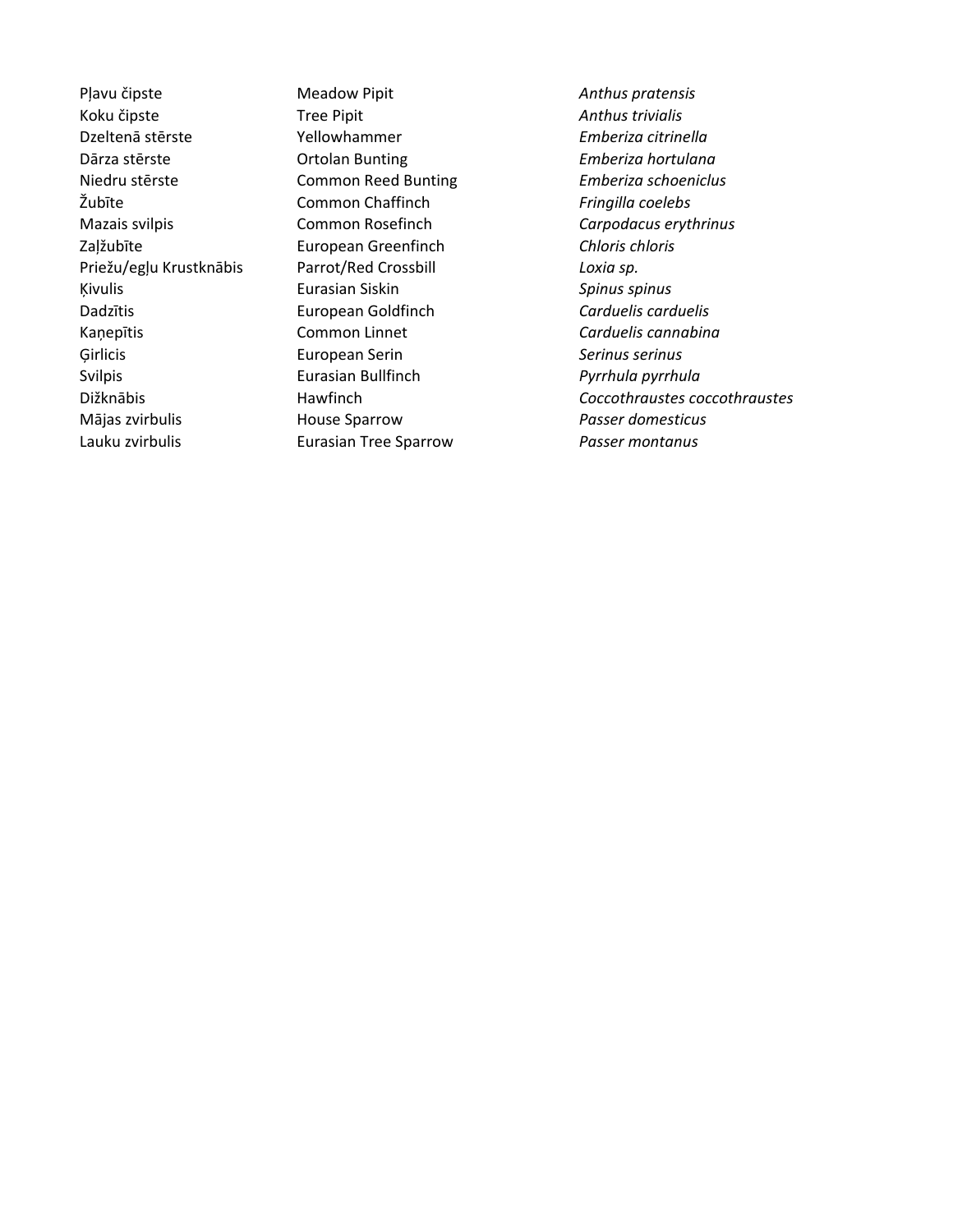| | | |
|---|---|---|
| Pļavu čipste | Meadow Pipit | *Anthus pratensis* |
| Koku čipste | Tree Pipit | *Anthus trivialis* |
| Dzeltenā stērste | Yellowhammer | *Emberiza citrinella* |
| Dārza stērste | Ortolan Bunting | *Emberiza hortulana* |
| Niedru stērste | Common Reed Bunting | *Emberiza schoeniclus* |
| Žubīte | Common Chaffinch | *Fringilla coelebs* |
| Mazais svilpis | Common Rosefinch | *Carpodacus erythrinus* |
| Zaļžubīte | European Greenfinch | *Chloris chloris* |
| Priežu/egļu Krustknābis | Parrot/Red Crossbill | *Loxia sp.* |
| Ķivulis | Eurasian Siskin | *Spinus spinus* |
| Dadzītis | European Goldfinch | *Carduelis carduelis* |
| Kaņepītis | Common Linnet | *Carduelis cannabina* |
| Ģirlicis | European Serin | *Serinus serinus* |
| Svilpis | Eurasian Bullfinch | *Pyrrhula pyrrhula* |
| Dižknābis | Hawfinch | *Coccothraustes coccothraustes* |
| Mājas zvirbulis | House Sparrow | *Passer domesticus* |
| Lauku zvirbulis | Eurasian Tree Sparrow | *Passer montanus* |